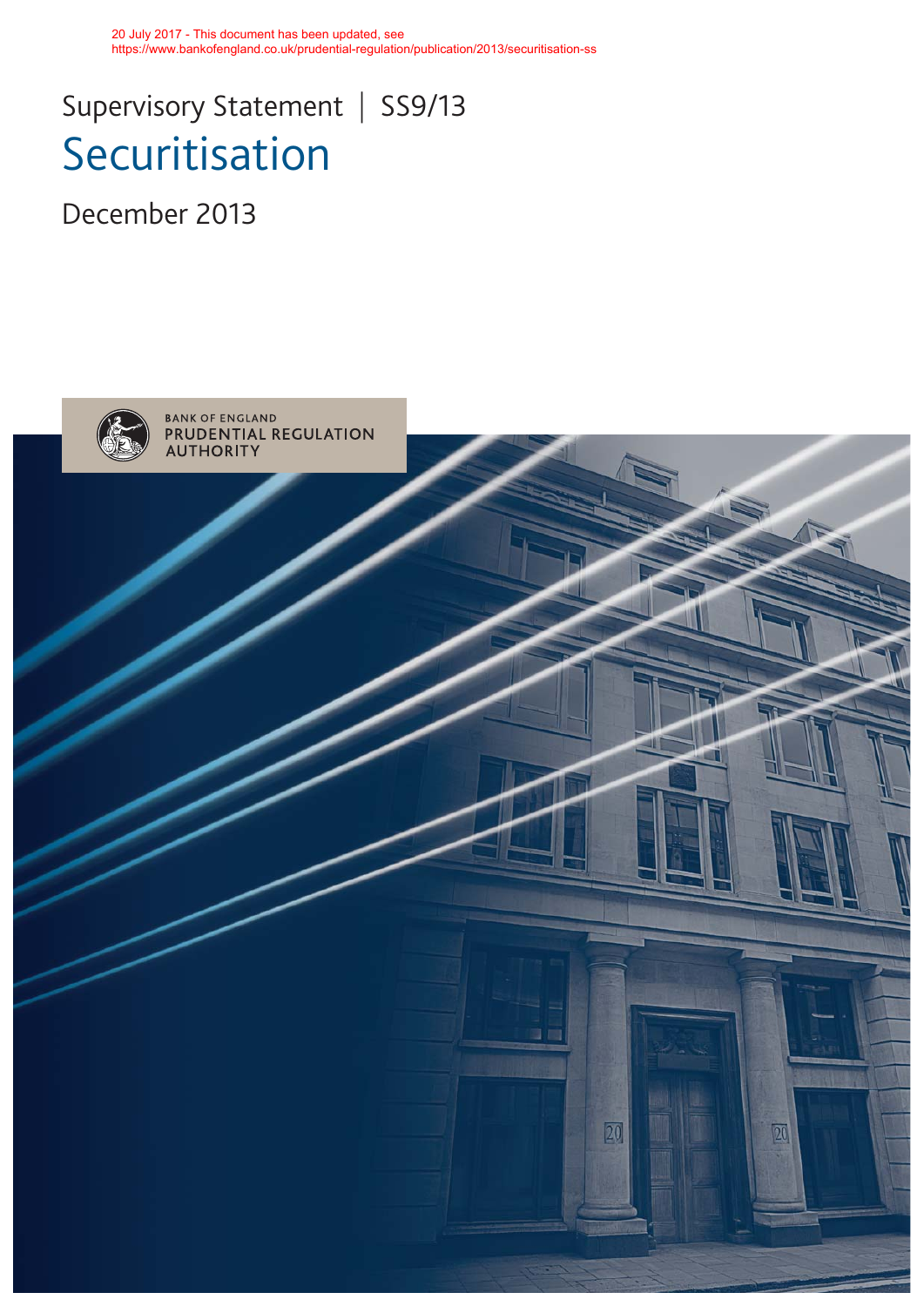20 July 2017 - This document has been updated, see https://www.bankofengland.co.uk/prudential-regulation/publication/2013/securitisation-ss

Supervisory Statement | SS9/13

# Securitisation

December 2013

BANK OF ENGLAND
PRUDENTIAL REGULATION AUTHORITY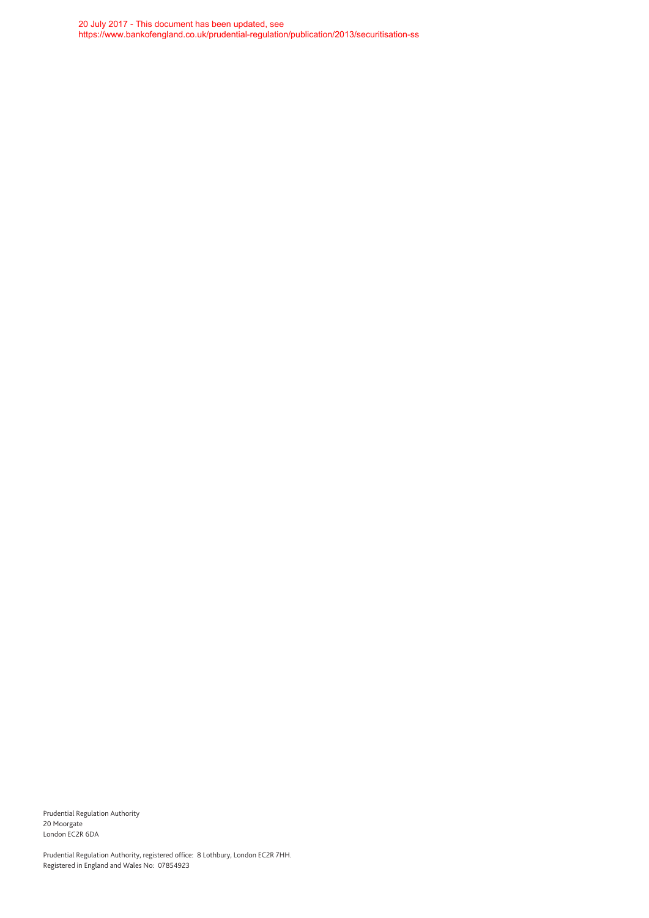20 July 2017 - This document has been updated, see
https://www.bankofengland.co.uk/prudential-regulation/publication/2013/securitisation-ss

Prudential Regulation Authority
20 Moorgate
London EC2R 6DA

Prudential Regulation Authority, registered office: 8 Lothbury, London EC2R 7HH.
Registered in England and Wales No: 07854923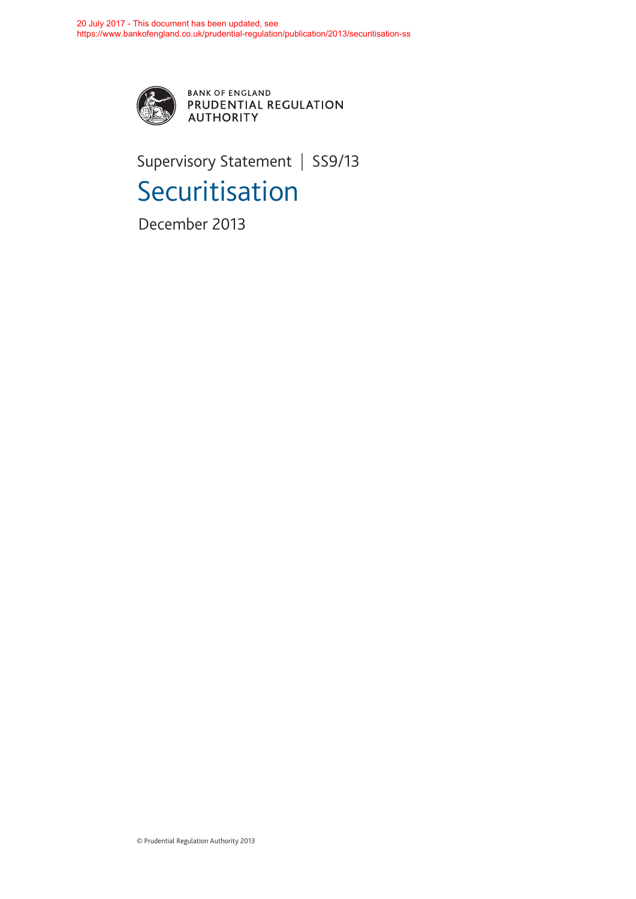20 July 2017 - This document has been updated, see
https://www.bankofengland.co.uk/prudential-regulation/publication/2013/securitisation-ss

BANK OF ENGLAND
PRUDENTIAL REGULATION
AUTHORITY

Supervisory Statement | SS9/13

# Securitisation

December 2013

© Prudential Regulation Authority 2013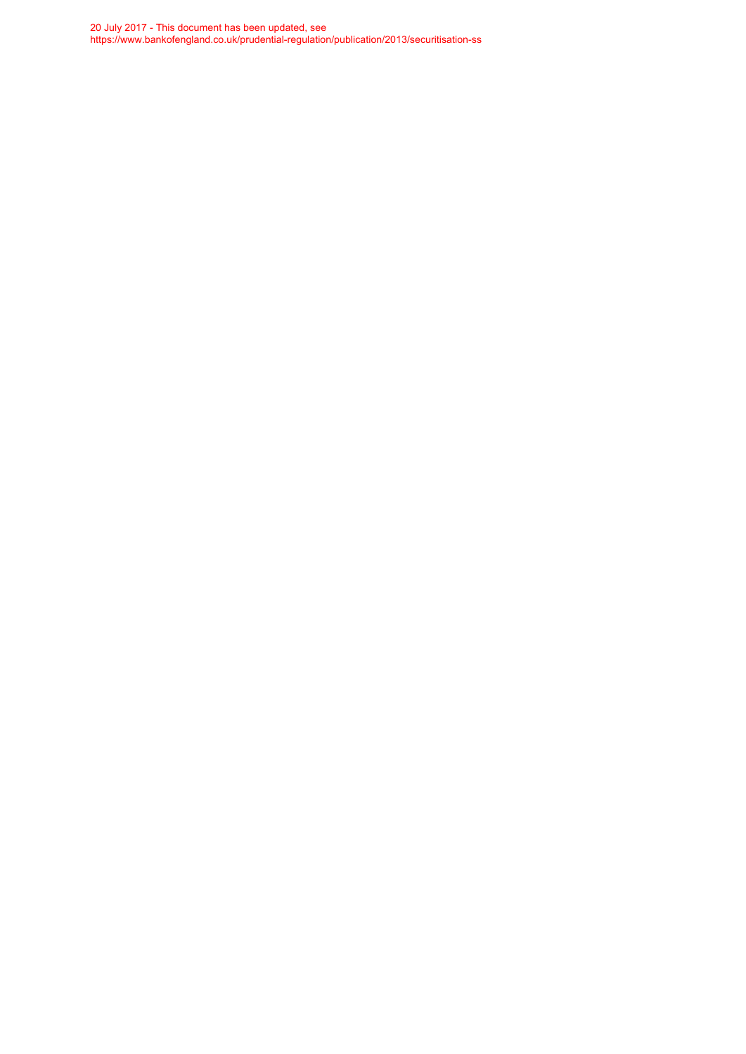20 July 2017 - This document has been updated, see
https://www.bankofengland.co.uk/prudential-regulation/publication/2013/securitisation-ss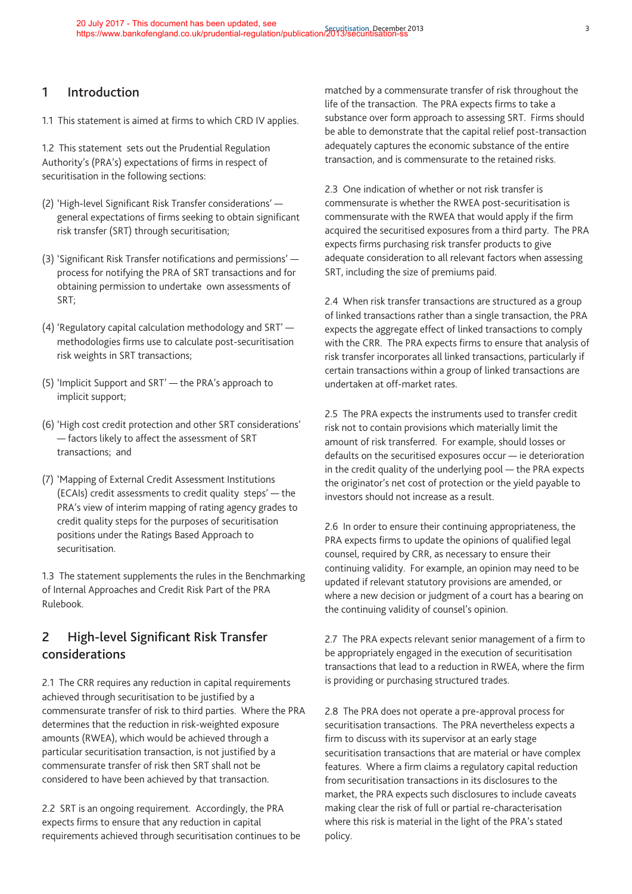# 1 Introduction

1.1 This statement is aimed at firms to which CRD IV applies.

1.2 This statement sets out the Prudential Regulation Authority's (PRA's) expectations of firms in respect of securitisation in the following sections:

(2) 'High-level Significant Risk Transfer considerations' — general expectations of firms seeking to obtain significant risk transfer (SRT) through securitisation;

(3) 'Significant Risk Transfer notifications and permissions' — process for notifying the PRA of SRT transactions and for obtaining permission to undertake own assessments of SRT;

(4) 'Regulatory capital calculation methodology and SRT' — methodologies firms use to calculate post-securitisation risk weights in SRT transactions;

(5) 'Implicit Support and SRT' — the PRA's approach to implicit support;

(6) 'High cost credit protection and other SRT considerations' — factors likely to affect the assessment of SRT transactions; and

(7) 'Mapping of External Credit Assessment Institutions (ECAIs) credit assessments to credit quality steps' — the PRA's view of interim mapping of rating agency grades to credit quality steps for the purposes of securitisation positions under the Ratings Based Approach to securitisation.

1.3 The statement supplements the rules in the Benchmarking of Internal Approaches and Credit Risk Part of the PRA Rulebook.

# 2 High-level Significant Risk Transfer considerations

2.1 The CRR requires any reduction in capital requirements achieved through securitisation to be justified by a commensurate transfer of risk to third parties. Where the PRA determines that the reduction in risk-weighted exposure amounts (RWEA), which would be achieved through a particular securitisation transaction, is not justified by a commensurate transfer of risk then SRT shall not be considered to have been achieved by that transaction.

2.2 SRT is an ongoing requirement. Accordingly, the PRA expects firms to ensure that any reduction in capital requirements achieved through securitisation continues to be matched by a commensurate transfer of risk throughout the life of the transaction. The PRA expects firms to take a substance over form approach to assessing SRT. Firms should be able to demonstrate that the capital relief post-transaction adequately captures the economic substance of the entire transaction, and is commensurate to the retained risks.

2.3 One indication of whether or not risk transfer is commensurate is whether the RWEA post-securitisation is commensurate with the RWEA that would apply if the firm acquired the securitised exposures from a third party. The PRA expects firms purchasing risk transfer products to give adequate consideration to all relevant factors when assessing SRT, including the size of premiums paid.

2.4 When risk transfer transactions are structured as a group of linked transactions rather than a single transaction, the PRA expects the aggregate effect of linked transactions to comply with the CRR. The PRA expects firms to ensure that analysis of risk transfer incorporates all linked transactions, particularly if certain transactions within a group of linked transactions are undertaken at off-market rates.

2.5 The PRA expects the instruments used to transfer credit risk not to contain provisions which materially limit the amount of risk transferred. For example, should losses or defaults on the securitised exposures occur — ie deterioration in the credit quality of the underlying pool — the PRA expects the originator's net cost of protection or the yield payable to investors should not increase as a result.

2.6 In order to ensure their continuing appropriateness, the PRA expects firms to update the opinions of qualified legal counsel, required by CRR, as necessary to ensure their continuing validity. For example, an opinion may need to be updated if relevant statutory provisions are amended, or where a new decision or judgment of a court has a bearing on the continuing validity of counsel's opinion.

2.7 The PRA expects relevant senior management of a firm to be appropriately engaged in the execution of securitisation transactions that lead to a reduction in RWEA, where the firm is providing or purchasing structured trades.

2.8 The PRA does not operate a pre-approval process for securitisation transactions. The PRA nevertheless expects a firm to discuss with its supervisor at an early stage securitisation transactions that are material or have complex features. Where a firm claims a regulatory capital reduction from securitisation transactions in its disclosures to the market, the PRA expects such disclosures to include caveats making clear the risk of full or partial re-characterisation where this risk is material in the light of the PRA's stated policy.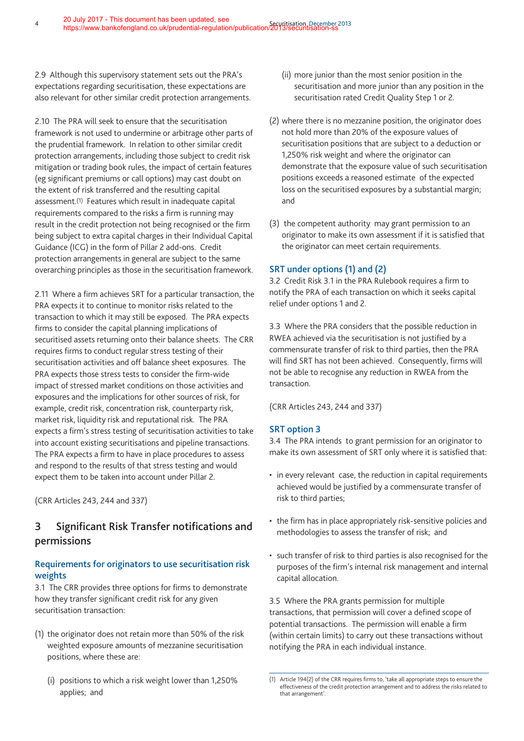2.9 Although this supervisory statement sets out the PRA's expectations regarding securitisation, these expectations are also relevant for other similar credit protection arrangements.

2.10 The PRA will seek to ensure that the securitisation framework is not used to undermine or arbitrage other parts of the prudential framework. In relation to other similar credit protection arrangements, including those subject to credit risk mitigation or trading book rules, the impact of certain features (eg significant premiums or call options) may cast doubt on the extent of risk transferred and the resulting capital assessment.[1] Features which result in inadequate capital requirements compared to the risks a firm is running may result in the credit protection not being recognised or the firm being subject to extra capital charges in their Individual Capital Guidance (ICG) in the form of Pillar 2 add-ons. Credit protection arrangements in general are subject to the same overarching principles as those in the securitisation framework.

2.11 Where a firm achieves SRT for a particular transaction, the PRA expects it to continue to monitor risks related to the transaction to which it may still be exposed. The PRA expects firms to consider the capital planning implications of securitised assets returning onto their balance sheets. The CRR requires firms to conduct regular stress testing of their securitisation activities and off balance sheet exposures. The PRA expects those stress tests to consider the firm-wide impact of stressed market conditions on those activities and exposures and the implications for other sources of risk, for example, credit risk, concentration risk, counterparty risk, market risk, liquidity risk and reputational risk. The PRA expects a firm's stress testing of securitisation activities to take into account existing securitisations and pipeline transactions. The PRA expects a firm to have in place procedures to assess and respond to the results of that stress testing and would expect them to be taken into account under Pillar 2.

(CRR Articles 243, 244 and 337)

## 3 Significant Risk Transfer notifications and permissions

### Requirements for originators to use securitisation risk weights

3.1 The CRR provides three options for firms to demonstrate how they transfer significant credit risk for any given securitisation transaction:

(1) the originator does not retain more than 50% of the risk weighted exposure amounts of mezzanine securitisation positions, where these are:

 (i) positions to which a risk weight lower than 1,250% applies; and

 (ii) more junior than the most senior position in the securitisation and more junior than any position in the securitisation rated Credit Quality Step 1 or 2.

(2) where there is no mezzanine position, the originator does not hold more than 20% of the exposure values of securitisation positions that are subject to a deduction or 1,250% risk weight and where the originator can demonstrate that the exposure value of such securitisation positions exceeds a reasoned estimate of the expected loss on the securitised exposures by a substantial margin; and

(3) the competent authority may grant permission to an originator to make its own assessment if it is satisfied that the originator can meet certain requirements.

### SRT under options (1) and (2)

3.2 Credit Risk 3.1 in the PRA Rulebook requires a firm to notify the PRA of each transaction on which it seeks capital relief under options 1 and 2.

3.3 Where the PRA considers that the possible reduction in RWEA achieved via the securitisation is not justified by a commensurate transfer of risk to third parties, then the PRA will find SRT has not been achieved. Consequently, firms will not be able to recognise any reduction in RWEA from the transaction.

(CRR Articles 243, 244 and 337)

### SRT option 3

3.4 The PRA intends to grant permission for an originator to make its own assessment of SRT only where it is satisfied that:

- in every relevant case, the reduction in capital requirements achieved would be justified by a commensurate transfer of risk to third parties;
- the firm has in place appropriately risk-sensitive policies and methodologies to assess the transfer of risk; and
- such transfer of risk to third parties is also recognised for the purposes of the firm's internal risk management and internal capital allocation.

3.5 Where the PRA grants permission for multiple transactions, that permission will cover a defined scope of potential transactions. The permission will enable a firm (within certain limits) to carry out these transactions without notifying the PRA in each individual instance.

(1) Article 194(2) of the CRR requires firms to, 'take all appropriate steps to ensure the effectiveness of the credit protection arrangement and to address the risks related to that arrangement'.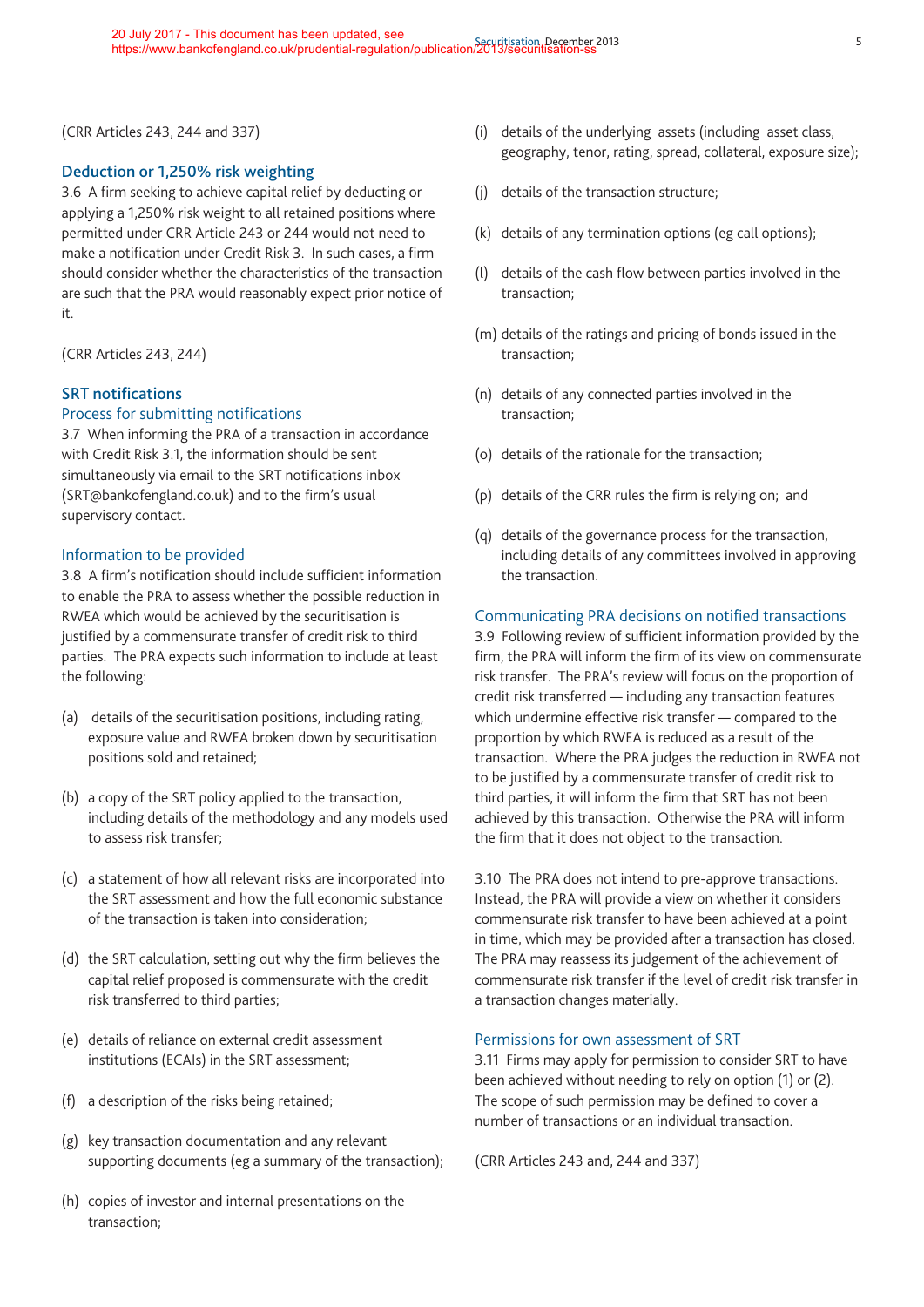(CRR Articles 243, 244 and 337)

### Deduction or 1,250% risk weighting

3.6 A firm seeking to achieve capital relief by deducting or applying a 1,250% risk weight to all retained positions where permitted under CRR Article 243 or 244 would not need to make a notification under Credit Risk 3. In such cases, a firm should consider whether the characteristics of the transaction are such that the PRA would reasonably expect prior notice of it.

(CRR Articles 243, 244)

### SRT notifications

#### Process for submitting notifications

3.7 When informing the PRA of a transaction in accordance with Credit Risk 3.1, the information should be sent simultaneously via email to the SRT notifications inbox (SRT@bankofengland.co.uk) and to the firm's usual supervisory contact.

#### Information to be provided

3.8 A firm's notification should include sufficient information to enable the PRA to assess whether the possible reduction in RWEA which would be achieved by the securitisation is justified by a commensurate transfer of credit risk to third parties. The PRA expects such information to include at least the following:

(a) details of the securitisation positions, including rating, exposure value and RWEA broken down by securitisation positions sold and retained;

(b) a copy of the SRT policy applied to the transaction, including details of the methodology and any models used to assess risk transfer;

(c) a statement of how all relevant risks are incorporated into the SRT assessment and how the full economic substance of the transaction is taken into consideration;

(d) the SRT calculation, setting out why the firm believes the capital relief proposed is commensurate with the credit risk transferred to third parties;

(e) details of reliance on external credit assessment institutions (ECAIs) in the SRT assessment;

(f) a description of the risks being retained;

(g) key transaction documentation and any relevant supporting documents (eg a summary of the transaction);

(h) copies of investor and internal presentations on the transaction;

(i) details of the underlying assets (including asset class, geography, tenor, rating, spread, collateral, exposure size);

(j) details of the transaction structure;

(k) details of any termination options (eg call options);

(l) details of the cash flow between parties involved in the transaction;

(m) details of the ratings and pricing of bonds issued in the transaction;

(n) details of any connected parties involved in the transaction;

(o) details of the rationale for the transaction;

(p) details of the CRR rules the firm is relying on; and

(q) details of the governance process for the transaction, including details of any committees involved in approving the transaction.

#### Communicating PRA decisions on notified transactions

3.9 Following review of sufficient information provided by the firm, the PRA will inform the firm of its view on commensurate risk transfer. The PRA's review will focus on the proportion of credit risk transferred — including any transaction features which undermine effective risk transfer — compared to the proportion by which RWEA is reduced as a result of the transaction. Where the PRA judges the reduction in RWEA not to be justified by a commensurate transfer of credit risk to third parties, it will inform the firm that SRT has not been achieved by this transaction. Otherwise the PRA will inform the firm that it does not object to the transaction.

3.10 The PRA does not intend to pre-approve transactions. Instead, the PRA will provide a view on whether it considers commensurate risk transfer to have been achieved at a point in time, which may be provided after a transaction has closed. The PRA may reassess its judgement of the achievement of commensurate risk transfer if the level of credit risk transfer in a transaction changes materially.

#### Permissions for own assessment of SRT

3.11 Firms may apply for permission to consider SRT to have been achieved without needing to rely on option (1) or (2). The scope of such permission may be defined to cover a number of transactions or an individual transaction.

(CRR Articles 243 and, 244 and 337)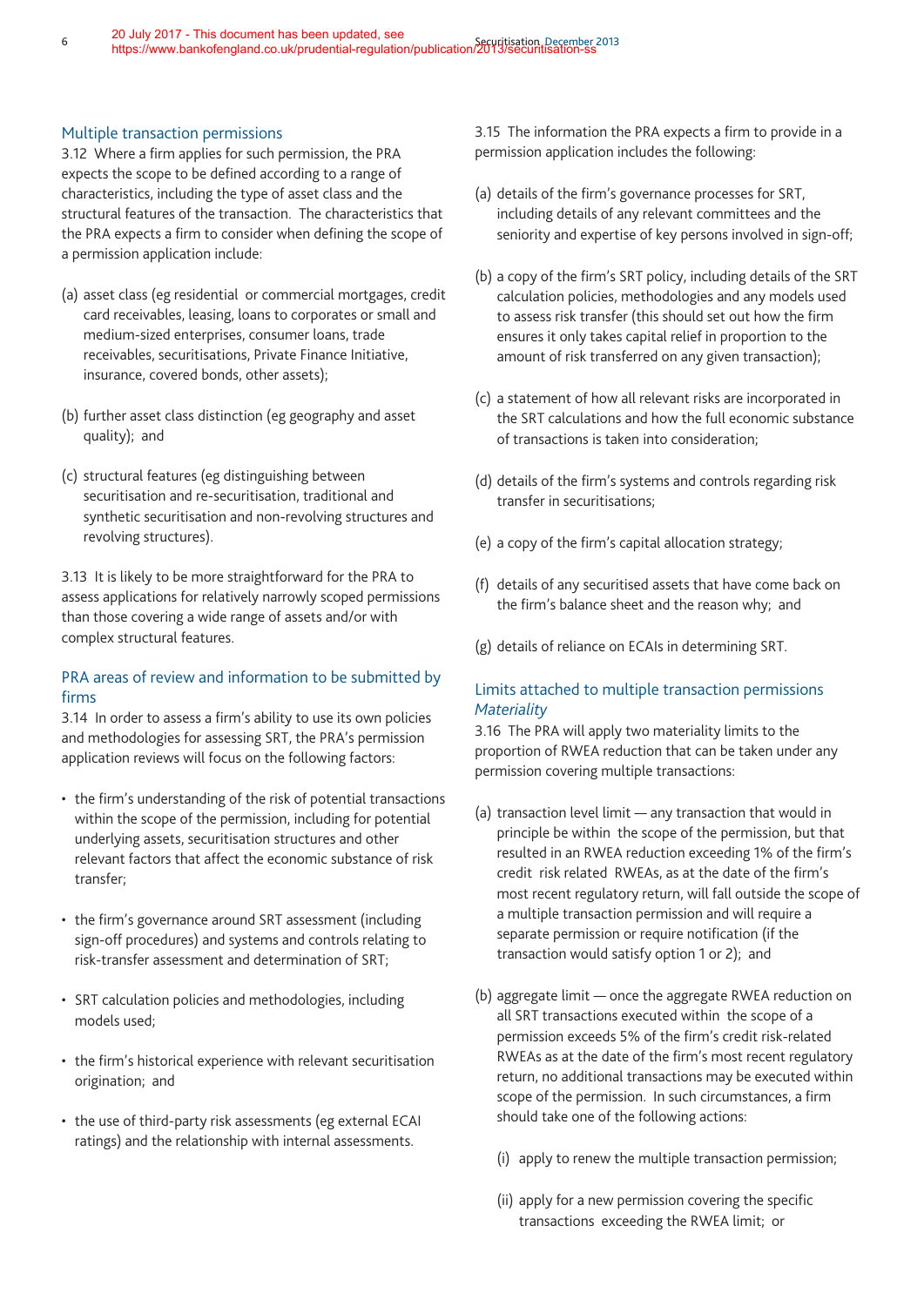### Multiple transaction permissions

3.12 Where a firm applies for such permission, the PRA expects the scope to be defined according to a range of characteristics, including the type of asset class and the structural features of the transaction. The characteristics that the PRA expects a firm to consider when defining the scope of a permission application include:

(a) asset class (eg residential or commercial mortgages, credit card receivables, leasing, loans to corporates or small and medium-sized enterprises, consumer loans, trade receivables, securitisations, Private Finance Initiative, insurance, covered bonds, other assets);

(b) further asset class distinction (eg geography and asset quality); and

(c) structural features (eg distinguishing between securitisation and re-securitisation, traditional and synthetic securitisation and non-revolving structures and revolving structures).

3.13 It is likely to be more straightforward for the PRA to assess applications for relatively narrowly scoped permissions than those covering a wide range of assets and/or with complex structural features.

### PRA areas of review and information to be submitted by firms

3.14 In order to assess a firm's ability to use its own policies and methodologies for assessing SRT, the PRA's permission application reviews will focus on the following factors:

- the firm's understanding of the risk of potential transactions within the scope of the permission, including for potential underlying assets, securitisation structures and other relevant factors that affect the economic substance of risk transfer;
- the firm's governance around SRT assessment (including sign-off procedures) and systems and controls relating to risk-transfer assessment and determination of SRT;
- SRT calculation policies and methodologies, including models used;
- the firm's historical experience with relevant securitisation origination; and
- the use of third-party risk assessments (eg external ECAI ratings) and the relationship with internal assessments.

3.15 The information the PRA expects a firm to provide in a permission application includes the following:

(a) details of the firm's governance processes for SRT, including details of any relevant committees and the seniority and expertise of key persons involved in sign-off;

(b) a copy of the firm's SRT policy, including details of the SRT calculation policies, methodologies and any models used to assess risk transfer (this should set out how the firm ensures it only takes capital relief in proportion to the amount of risk transferred on any given transaction);

(c) a statement of how all relevant risks are incorporated in the SRT calculations and how the full economic substance of transactions is taken into consideration;

(d) details of the firm's systems and controls regarding risk transfer in securitisations;

(e) a copy of the firm's capital allocation strategy;

(f) details of any securitised assets that have come back on the firm's balance sheet and the reason why; and

(g) details of reliance on ECAIs in determining SRT.

### Limits attached to multiple transaction permissions

#### *Materiality*

3.16 The PRA will apply two materiality limits to the proportion of RWEA reduction that can be taken under any permission covering multiple transactions:

(a) transaction level limit — any transaction that would in principle be within the scope of the permission, but that resulted in an RWEA reduction exceeding 1% of the firm's credit risk related RWEAs, as at the date of the firm's most recent regulatory return, will fall outside the scope of a multiple transaction permission and will require a separate permission or require notification (if the transaction would satisfy option 1 or 2); and

(b) aggregate limit — once the aggregate RWEA reduction on all SRT transactions executed within the scope of a permission exceeds 5% of the firm's credit risk-related RWEAs as at the date of the firm's most recent regulatory return, no additional transactions may be executed within scope of the permission. In such circumstances, a firm should take one of the following actions:

   (i) apply to renew the multiple transaction permission;

   (ii) apply for a new permission covering the specific transactions exceeding the RWEA limit; or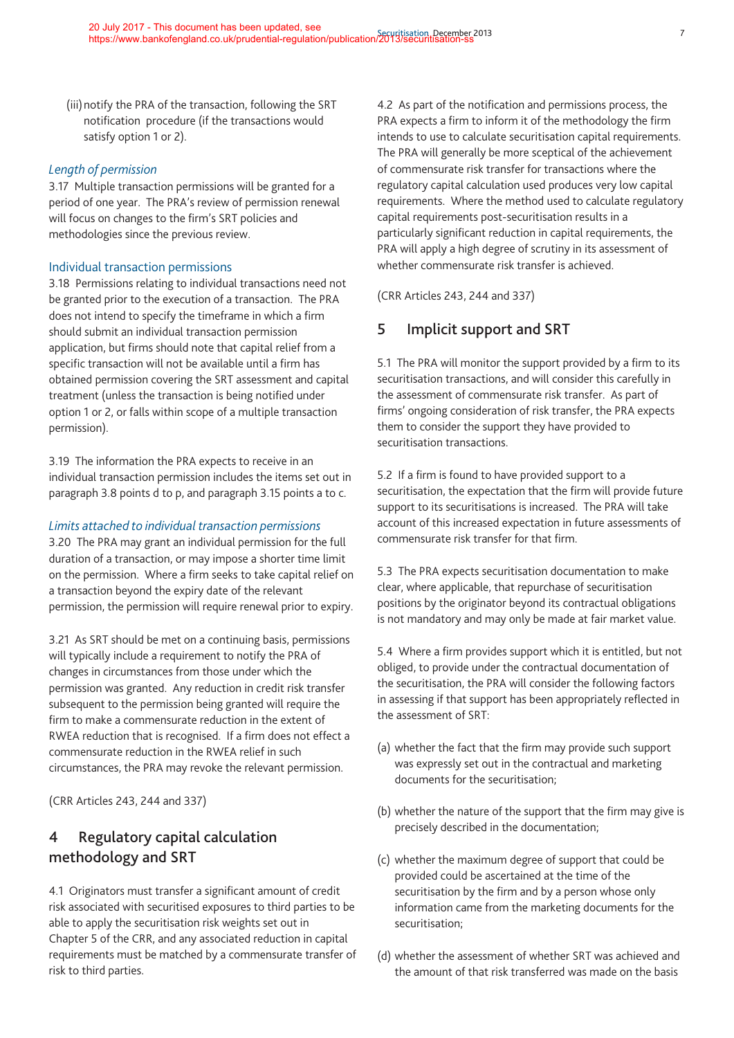(iii) notify the PRA of the transaction, following the SRT notification procedure (if the transactions would satisfy option 1 or 2).

*Length of permission*

3.17 Multiple transaction permissions will be granted for a period of one year. The PRA's review of permission renewal will focus on changes to the firm's SRT policies and methodologies since the previous review.

### Individual transaction permissions

3.18 Permissions relating to individual transactions need not be granted prior to the execution of a transaction. The PRA does not intend to specify the timeframe in which a firm should submit an individual transaction permission application, but firms should note that capital relief from a specific transaction will not be available until a firm has obtained permission covering the SRT assessment and capital treatment (unless the transaction is being notified under option 1 or 2, or falls within scope of a multiple transaction permission).

3.19 The information the PRA expects to receive in an individual transaction permission includes the items set out in paragraph 3.8 points d to p, and paragraph 3.15 points a to c.

*Limits attached to individual transaction permissions*

3.20 The PRA may grant an individual permission for the full duration of a transaction, or may impose a shorter time limit on the permission. Where a firm seeks to take capital relief on a transaction beyond the expiry date of the relevant permission, the permission will require renewal prior to expiry.

3.21 As SRT should be met on a continuing basis, permissions will typically include a requirement to notify the PRA of changes in circumstances from those under which the permission was granted. Any reduction in credit risk transfer subsequent to the permission being granted will require the firm to make a commensurate reduction in the extent of RWEA reduction that is recognised. If a firm does not effect a commensurate reduction in the RWEA relief in such circumstances, the PRA may revoke the relevant permission.

(CRR Articles 243, 244 and 337)

## 4 Regulatory capital calculation methodology and SRT

4.1 Originators must transfer a significant amount of credit risk associated with securitised exposures to third parties to be able to apply the securitisation risk weights set out in Chapter 5 of the CRR, and any associated reduction in capital requirements must be matched by a commensurate transfer of risk to third parties.

4.2 As part of the notification and permissions process, the PRA expects a firm to inform it of the methodology the firm intends to use to calculate securitisation capital requirements. The PRA will generally be more sceptical of the achievement of commensurate risk transfer for transactions where the regulatory capital calculation used produces very low capital requirements. Where the method used to calculate regulatory capital requirements post-securitisation results in a particularly significant reduction in capital requirements, the PRA will apply a high degree of scrutiny in its assessment of whether commensurate risk transfer is achieved.

(CRR Articles 243, 244 and 337)

## 5 Implicit support and SRT

5.1 The PRA will monitor the support provided by a firm to its securitisation transactions, and will consider this carefully in the assessment of commensurate risk transfer. As part of firms' ongoing consideration of risk transfer, the PRA expects them to consider the support they have provided to securitisation transactions.

5.2 If a firm is found to have provided support to a securitisation, the expectation that the firm will provide future support to its securitisations is increased. The PRA will take account of this increased expectation in future assessments of commensurate risk transfer for that firm.

5.3 The PRA expects securitisation documentation to make clear, where applicable, that repurchase of securitisation positions by the originator beyond its contractual obligations is not mandatory and may only be made at fair market value.

5.4 Where a firm provides support which it is entitled, but not obliged, to provide under the contractual documentation of the securitisation, the PRA will consider the following factors in assessing if that support has been appropriately reflected in the assessment of SRT:

(a) whether the fact that the firm may provide such support was expressly set out in the contractual and marketing documents for the securitisation;

(b) whether the nature of the support that the firm may give is precisely described in the documentation;

(c) whether the maximum degree of support that could be provided could be ascertained at the time of the securitisation by the firm and by a person whose only information came from the marketing documents for the securitisation;

(d) whether the assessment of whether SRT was achieved and the amount of that risk transferred was made on the basis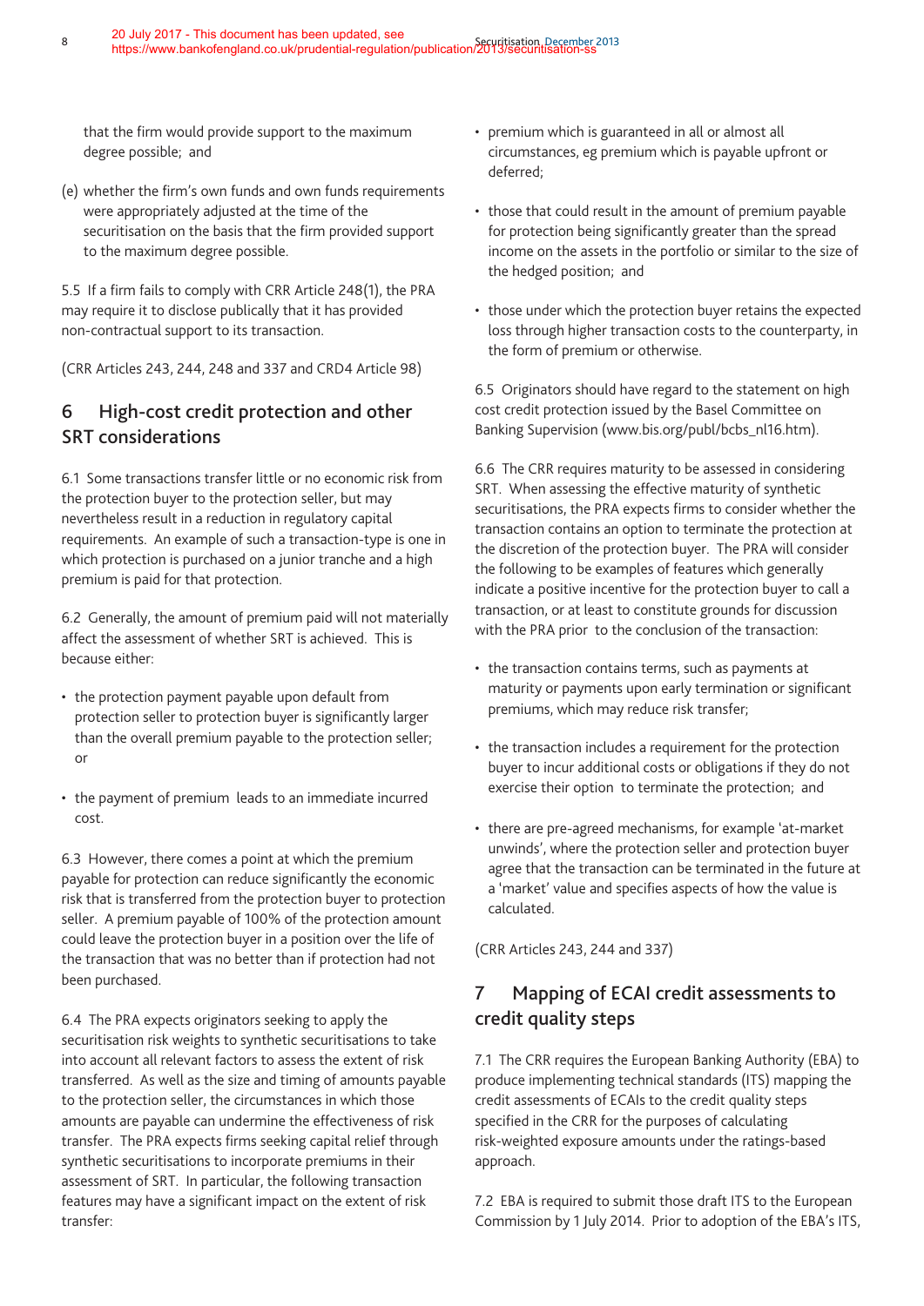that the firm would provide support to the maximum degree possible; and

(e) whether the firm's own funds and own funds requirements were appropriately adjusted at the time of the securitisation on the basis that the firm provided support to the maximum degree possible.

5.5 If a firm fails to comply with CRR Article 248(1), the PRA may require it to disclose publically that it has provided non-contractual support to its transaction.

(CRR Articles 243, 244, 248 and 337 and CRD4 Article 98)

## 6 High-cost credit protection and other SRT considerations

6.1 Some transactions transfer little or no economic risk from the protection buyer to the protection seller, but may nevertheless result in a reduction in regulatory capital requirements. An example of such a transaction-type is one in which protection is purchased on a junior tranche and a high premium is paid for that protection.

6.2 Generally, the amount of premium paid will not materially affect the assessment of whether SRT is achieved. This is because either:

- the protection payment payable upon default from protection seller to protection buyer is significantly larger than the overall premium payable to the protection seller; or
- the payment of premium leads to an immediate incurred cost.

6.3 However, there comes a point at which the premium payable for protection can reduce significantly the economic risk that is transferred from the protection buyer to protection seller. A premium payable of 100% of the protection amount could leave the protection buyer in a position over the life of the transaction that was no better than if protection had not been purchased.

6.4 The PRA expects originators seeking to apply the securitisation risk weights to synthetic securitisations to take into account all relevant factors to assess the extent of risk transferred. As well as the size and timing of amounts payable to the protection seller, the circumstances in which those amounts are payable can undermine the effectiveness of risk transfer. The PRA expects firms seeking capital relief through synthetic securitisations to incorporate premiums in their assessment of SRT. In particular, the following transaction features may have a significant impact on the extent of risk transfer:

- premium which is guaranteed in all or almost all circumstances, eg premium which is payable upfront or deferred;
- those that could result in the amount of premium payable for protection being significantly greater than the spread income on the assets in the portfolio or similar to the size of the hedged position; and
- those under which the protection buyer retains the expected loss through higher transaction costs to the counterparty, in the form of premium or otherwise.

6.5 Originators should have regard to the statement on high cost credit protection issued by the Basel Committee on Banking Supervision (www.bis.org/publ/bcbs_nl16.htm).

6.6 The CRR requires maturity to be assessed in considering SRT. When assessing the effective maturity of synthetic securitisations, the PRA expects firms to consider whether the transaction contains an option to terminate the protection at the discretion of the protection buyer. The PRA will consider the following to be examples of features which generally indicate a positive incentive for the protection buyer to call a transaction, or at least to constitute grounds for discussion with the PRA prior to the conclusion of the transaction:

- the transaction contains terms, such as payments at maturity or payments upon early termination or significant premiums, which may reduce risk transfer;
- the transaction includes a requirement for the protection buyer to incur additional costs or obligations if they do not exercise their option to terminate the protection; and
- there are pre-agreed mechanisms, for example 'at-market unwinds', where the protection seller and protection buyer agree that the transaction can be terminated in the future at a 'market' value and specifies aspects of how the value is calculated.

(CRR Articles 243, 244 and 337)

## 7 Mapping of ECAI credit assessments to credit quality steps

7.1 The CRR requires the European Banking Authority (EBA) to produce implementing technical standards (ITS) mapping the credit assessments of ECAIs to the credit quality steps specified in the CRR for the purposes of calculating risk-weighted exposure amounts under the ratings-based approach.

7.2 EBA is required to submit those draft ITS to the European Commission by 1 July 2014. Prior to adoption of the EBA's ITS,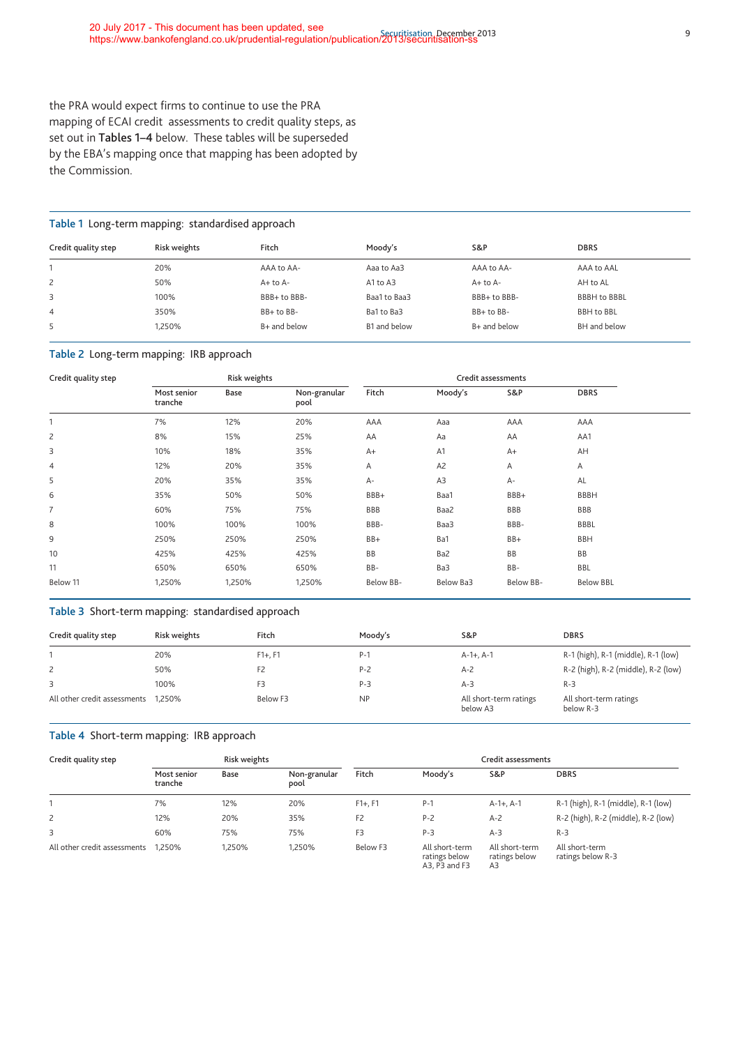the PRA would expect firms to continue to use the PRA mapping of ECAI credit assessments to credit quality steps, as set out in **Tables 1–4** below. These tables will be superseded by the EBA's mapping once that mapping has been adopted by the Commission.

**Table 1** Long-term mapping: standardised approach

| Credit quality step | Risk weights | Fitch | Moody's | S&P | DBRS |
|---|---|---|---|---|---|
| 1 | 20% | AAA to AA- | Aaa to Aa3 | AAA to AA- | AAA to AAL |
| 2 | 50% | A+ to A- | A1 to A3 | A+ to A- | AH to AL |
| 3 | 100% | BBB+ to BBB- | Baa1 to Baa3 | BBB+ to BBB- | BBBH to BBBL |
| 4 | 350% | BB+ to BB- | Ba1 to Ba3 | BB+ to BB- | BBH to BBL |
| 5 | 1,250% | B+ and below | B1 and below | B+ and below | BH and below |

**Table 2** Long-term mapping: IRB approach

| Credit quality step | Risk weights | | | Credit assessments | | | |
|---|---|---|---|---|---|---|---|
| | Most senior tranche | Base | Non-granular pool | Fitch | Moody's | S&P | DBRS |
| 1 | 7% | 12% | 20% | AAA | Aaa | AAA | AAA |
| 2 | 8% | 15% | 25% | AA | Aa | AA | AA1 |
| 3 | 10% | 18% | 35% | A+ | A1 | A+ | AH |
| 4 | 12% | 20% | 35% | A | A2 | A | A |
| 5 | 20% | 35% | 35% | A- | A3 | A- | AL |
| 6 | 35% | 50% | 50% | BBB+ | Baa1 | BBB+ | BBBH |
| 7 | 60% | 75% | 75% | BBB | Baa2 | BBB | BBB |
| 8 | 100% | 100% | 100% | BBB- | Baa3 | BBB- | BBBL |
| 9 | 250% | 250% | 250% | BB+ | Ba1 | BB+ | BBH |
| 10 | 425% | 425% | 425% | BB | Ba2 | BB | BB |
| 11 | 650% | 650% | 650% | BB- | Ba3 | BB- | BBL |
| Below 11 | 1,250% | 1,250% | 1,250% | Below BB- | Below Ba3 | Below BB- | Below BBL |

**Table 3** Short-term mapping: standardised approach

| Credit quality step | Risk weights | Fitch | Moody's | S&P | DBRS |
|---|---|---|---|---|---|
| 1 | 20% | F1+, F1 | P-1 | A-1+, A-1 | R-1 (high), R-1 (middle), R-1 (low) |
| 2 | 50% | F2 | P-2 | A-2 | R-2 (high), R-2 (middle), R-2 (low) |
| 3 | 100% | F3 | P-3 | A-3 | R-3 |
| All other credit assessments | 1,250% | Below F3 | NP | All short-term ratings below A3 | All short-term ratings below R-3 |

**Table 4** Short-term mapping: IRB approach

| Credit quality step | Risk weights | | | Credit assessments | | | |
|---|---|---|---|---|---|---|---|
| | Most senior tranche | Base | Non-granular pool | Fitch | Moody's | S&P | DBRS |
| 1 | 7% | 12% | 20% | F1+, F1 | P-1 | A-1+, A-1 | R-1 (high), R-1 (middle), R-1 (low) |
| 2 | 12% | 20% | 35% | F2 | P-2 | A-2 | R-2 (high), R-2 (middle), R-2 (low) |
| 3 | 60% | 75% | 75% | F3 | P-3 | A-3 | R-3 |
| All other credit assessments | 1,250% | 1,250% | 1,250% | Below F3 | All short-term ratings below A3, P3 and F3 | All short-term ratings below A3 | All short-term ratings below R-3 |